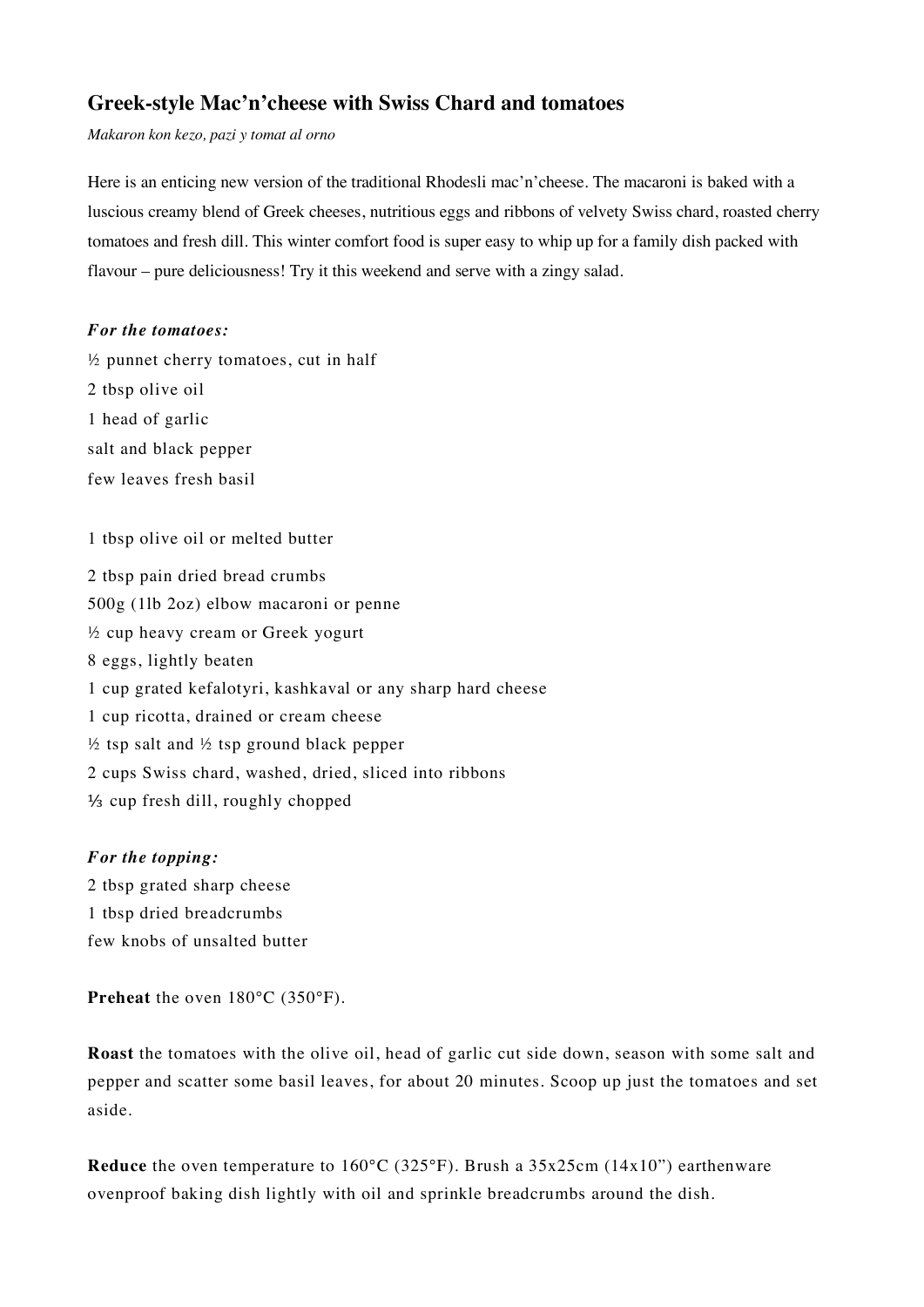# Greek-style Mac'n'cheese with Swiss Chard and tomatoes

*Makaron kon kezo, pazi y tomat al orno*

Here is an enticing new version of the traditional Rhodesli mac'n'cheese. The macaroni is baked with a luscious creamy blend of Greek cheeses, nutritious eggs and ribbons of velvety Swiss chard, roasted cherry tomatoes and fresh dill. This winter comfort food is super easy to whip up for a family dish packed with flavour – pure deliciousness! Try it this weekend and serve with a zingy salad.

***For the tomatoes:***

½ punnet cherry tomatoes, cut in half
2 tbsp olive oil
1 head of garlic
salt and black pepper
few leaves fresh basil

1 tbsp olive oil or melted butter

2 tbsp pain dried bread crumbs
500g (1lb 2oz) elbow macaroni or penne
½ cup heavy cream or Greek yogurt
8 eggs, lightly beaten
1 cup grated kefalotyri, kashkaval or any sharp hard cheese
1 cup ricotta, drained or cream cheese
½ tsp salt and ½ tsp ground black pepper
2 cups Swiss chard, washed, dried, sliced into ribbons
⅓ cup fresh dill, roughly chopped

***For the topping:***

2 tbsp grated sharp cheese
1 tbsp dried breadcrumbs
few knobs of unsalted butter

**Preheat** the oven 180°C (350°F).

**Roast** the tomatoes with the olive oil, head of garlic cut side down, season with some salt and pepper and scatter some basil leaves, for about 20 minutes. Scoop up just the tomatoes and set aside.

**Reduce** the oven temperature to 160°C (325°F). Brush a 35x25cm (14x10") earthenware ovenproof baking dish lightly with oil and sprinkle breadcrumbs around the dish.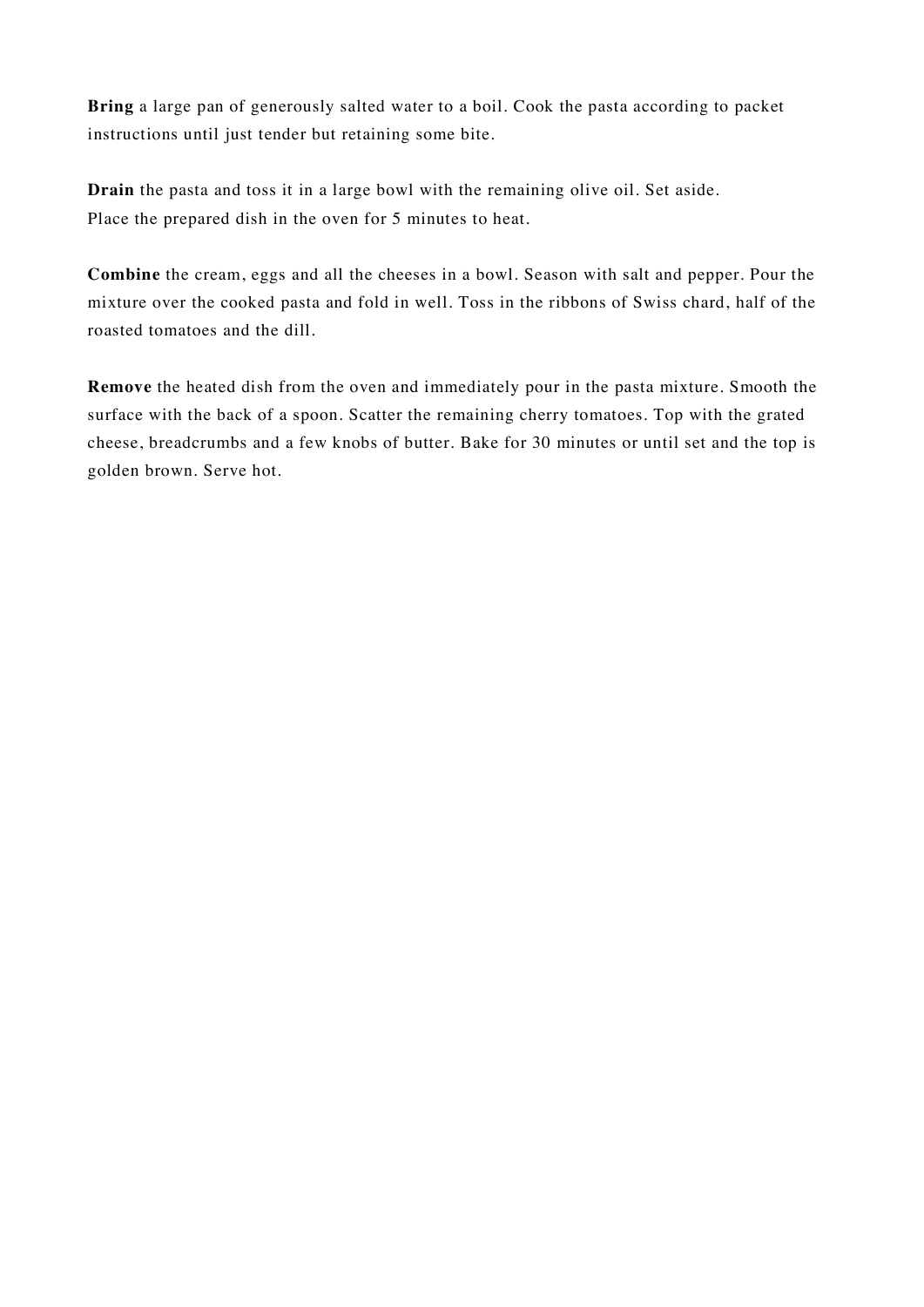**Bring** a large pan of generously salted water to a boil. Cook the pasta according to packet instructions until just tender but retaining some bite.

**Drain** the pasta and toss it in a large bowl with the remaining olive oil. Set aside.
Place the prepared dish in the oven for 5 minutes to heat.

**Combine** the cream, eggs and all the cheeses in a bowl. Season with salt and pepper. Pour the mixture over the cooked pasta and fold in well. Toss in the ribbons of Swiss chard, half of the roasted tomatoes and the dill.

**Remove** the heated dish from the oven and immediately pour in the pasta mixture. Smooth the surface with the back of a spoon. Scatter the remaining cherry tomatoes. Top with the grated cheese, breadcrumbs and a few knobs of butter. Bake for 30 minutes or until set and the top is golden brown. Serve hot.